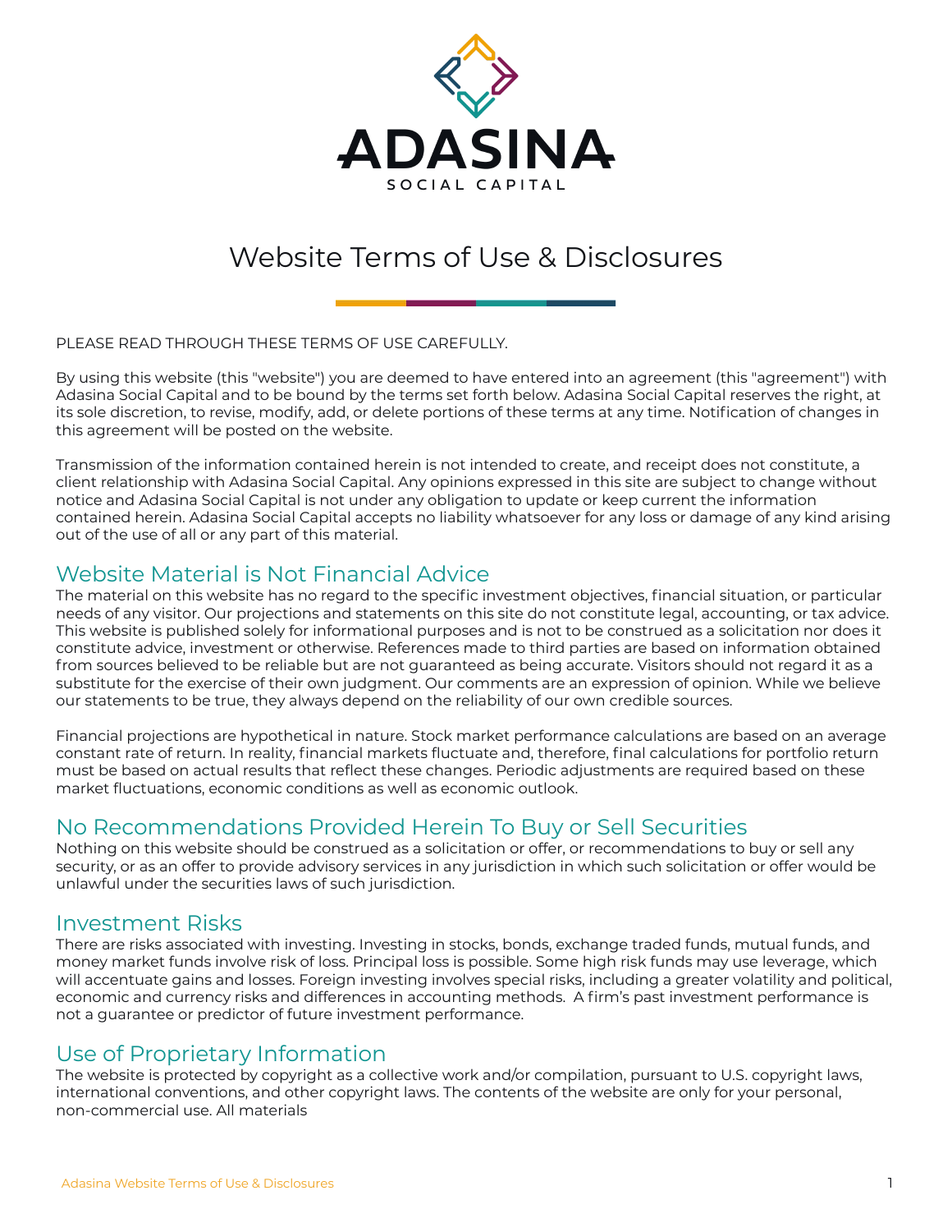ADASINA
SOCIAL CAPITAL

# Website Terms of Use & Disclosures

PLEASE READ THROUGH THESE TERMS OF USE CAREFULLY.

By using this website (this "website") you are deemed to have entered into an agreement (this "agreement") with Adasina Social Capital and to be bound by the terms set forth below. Adasina Social Capital reserves the right, at its sole discretion, to revise, modify, add, or delete portions of these terms at any time. Notification of changes in this agreement will be posted on the website.

Transmission of the information contained herein is not intended to create, and receipt does not constitute, a client relationship with Adasina Social Capital. Any opinions expressed in this site are subject to change without notice and Adasina Social Capital is not under any obligation to update or keep current the information contained herein. Adasina Social Capital accepts no liability whatsoever for any loss or damage of any kind arising out of the use of all or any part of this material.

## Website Material is Not Financial Advice

The material on this website has no regard to the specific investment objectives, financial situation, or particular needs of any visitor. Our projections and statements on this site do not constitute legal, accounting, or tax advice. This website is published solely for informational purposes and is not to be construed as a solicitation nor does it constitute advice, investment or otherwise. References made to third parties are based on information obtained from sources believed to be reliable but are not guaranteed as being accurate. Visitors should not regard it as a substitute for the exercise of their own judgment. Our comments are an expression of opinion. While we believe our statements to be true, they always depend on the reliability of our own credible sources.

Financial projections are hypothetical in nature. Stock market performance calculations are based on an average constant rate of return. In reality, financial markets fluctuate and, therefore, final calculations for portfolio return must be based on actual results that reflect these changes. Periodic adjustments are required based on these market fluctuations, economic conditions as well as economic outlook.

## No Recommendations Provided Herein To Buy or Sell Securities

Nothing on this website should be construed as a solicitation or offer, or recommendations to buy or sell any security, or as an offer to provide advisory services in any jurisdiction in which such solicitation or offer would be unlawful under the securities laws of such jurisdiction.

## Investment Risks

There are risks associated with investing. Investing in stocks, bonds, exchange traded funds, mutual funds, and money market funds involve risk of loss. Principal loss is possible. Some high risk funds may use leverage, which will accentuate gains and losses. Foreign investing involves special risks, including a greater volatility and political, economic and currency risks and differences in accounting methods. A firm's past investment performance is not a guarantee or predictor of future investment performance.

## Use of Proprietary Information

The website is protected by copyright as a collective work and/or compilation, pursuant to U.S. copyright laws, international conventions, and other copyright laws. The contents of the website are only for your personal, non-commercial use. All materials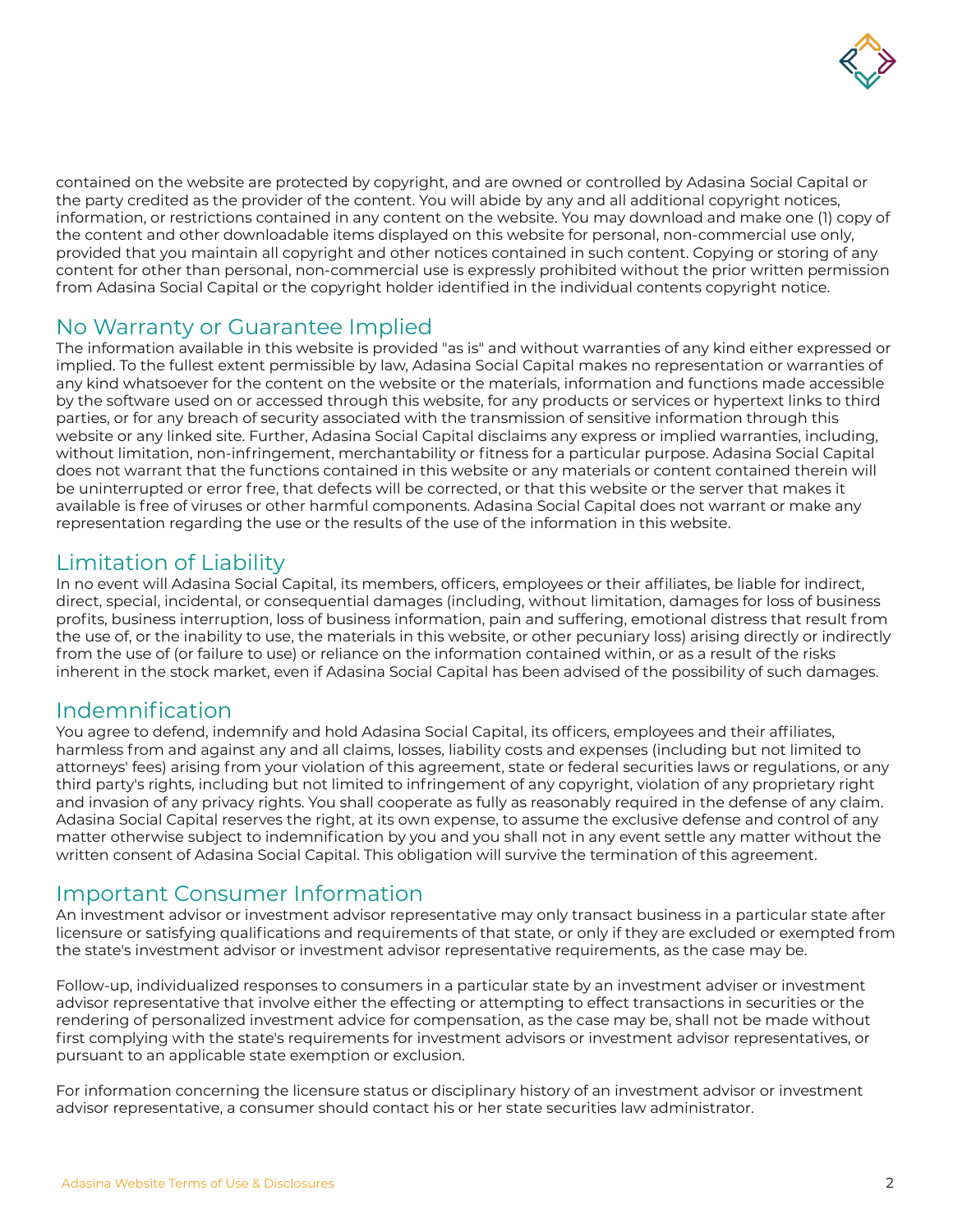contained on the website are protected by copyright, and are owned or controlled by Adasina Social Capital or the party credited as the provider of the content. You will abide by any and all additional copyright notices, information, or restrictions contained in any content on the website. You may download and make one (1) copy of the content and other downloadable items displayed on this website for personal, non-commercial use only, provided that you maintain all copyright and other notices contained in such content. Copying or storing of any content for other than personal, non-commercial use is expressly prohibited without the prior written permission from Adasina Social Capital or the copyright holder identified in the individual contents copyright notice.

## No Warranty or Guarantee Implied

The information available in this website is provided "as is" and without warranties of any kind either expressed or implied. To the fullest extent permissible by law, Adasina Social Capital makes no representation or warranties of any kind whatsoever for the content on the website or the materials, information and functions made accessible by the software used on or accessed through this website, for any products or services or hypertext links to third parties, or for any breach of security associated with the transmission of sensitive information through this website or any linked site. Further, Adasina Social Capital disclaims any express or implied warranties, including, without limitation, non-infringement, merchantability or fitness for a particular purpose. Adasina Social Capital does not warrant that the functions contained in this website or any materials or content contained therein will be uninterrupted or error free, that defects will be corrected, or that this website or the server that makes it available is free of viruses or other harmful components. Adasina Social Capital does not warrant or make any representation regarding the use or the results of the use of the information in this website.

## Limitation of Liability

In no event will Adasina Social Capital, its members, officers, employees or their affiliates, be liable for indirect, direct, special, incidental, or consequential damages (including, without limitation, damages for loss of business profits, business interruption, loss of business information, pain and suffering, emotional distress that result from the use of, or the inability to use, the materials in this website, or other pecuniary loss) arising directly or indirectly from the use of (or failure to use) or reliance on the information contained within, or as a result of the risks inherent in the stock market, even if Adasina Social Capital has been advised of the possibility of such damages.

## Indemnification

You agree to defend, indemnify and hold Adasina Social Capital, its officers, employees and their affiliates, harmless from and against any and all claims, losses, liability costs and expenses (including but not limited to attorneys' fees) arising from your violation of this agreement, state or federal securities laws or regulations, or any third party's rights, including but not limited to infringement of any copyright, violation of any proprietary right and invasion of any privacy rights. You shall cooperate as fully as reasonably required in the defense of any claim. Adasina Social Capital reserves the right, at its own expense, to assume the exclusive defense and control of any matter otherwise subject to indemnification by you and you shall not in any event settle any matter without the written consent of Adasina Social Capital. This obligation will survive the termination of this agreement.

## Important Consumer Information

An investment advisor or investment advisor representative may only transact business in a particular state after licensure or satisfying qualifications and requirements of that state, or only if they are excluded or exempted from the state's investment advisor or investment advisor representative requirements, as the case may be.

Follow-up, individualized responses to consumers in a particular state by an investment adviser or investment advisor representative that involve either the effecting or attempting to effect transactions in securities or the rendering of personalized investment advice for compensation, as the case may be, shall not be made without first complying with the state's requirements for investment advisors or investment advisor representatives, or pursuant to an applicable state exemption or exclusion.

For information concerning the licensure status or disciplinary history of an investment advisor or investment advisor representative, a consumer should contact his or her state securities law administrator.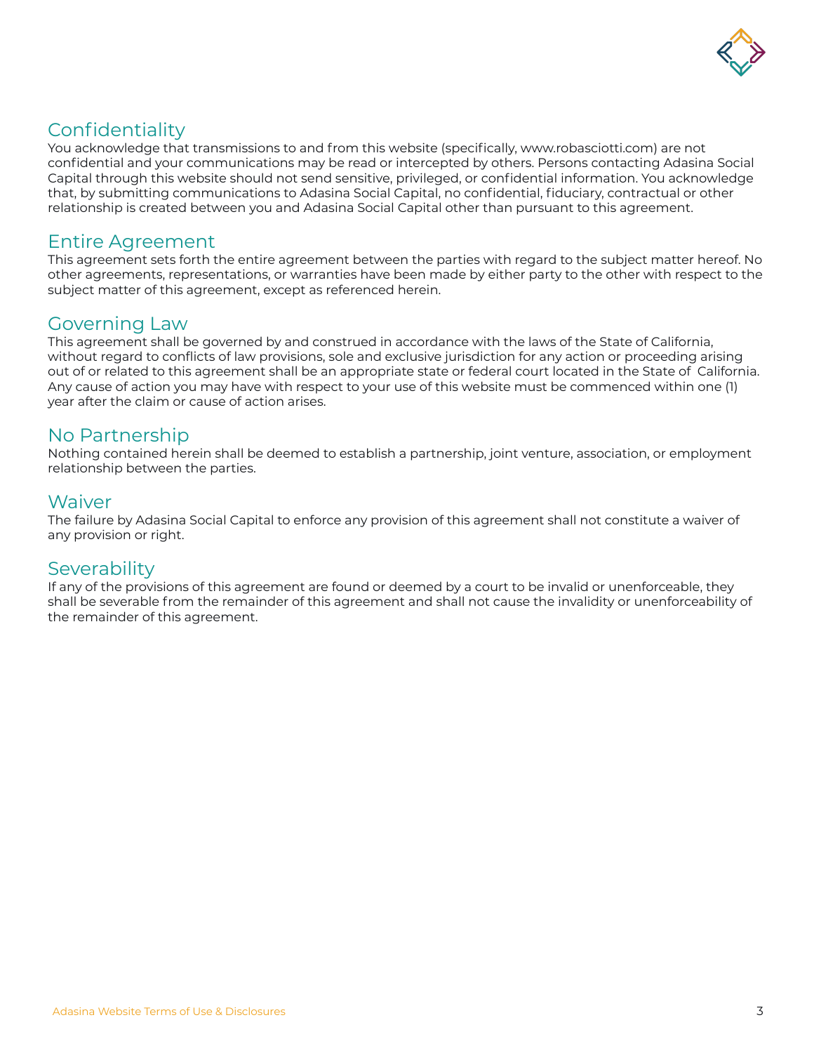## Confidentiality

You acknowledge that transmissions to and from this website (specifically, www.robasciotti.com) are not confidential and your communications may be read or intercepted by others. Persons contacting Adasina Social Capital through this website should not send sensitive, privileged, or confidential information. You acknowledge that, by submitting communications to Adasina Social Capital, no confidential, fiduciary, contractual or other relationship is created between you and Adasina Social Capital other than pursuant to this agreement.

## Entire Agreement

This agreement sets forth the entire agreement between the parties with regard to the subject matter hereof. No other agreements, representations, or warranties have been made by either party to the other with respect to the subject matter of this agreement, except as referenced herein.

## Governing Law

This agreement shall be governed by and construed in accordance with the laws of the State of California, without regard to conflicts of law provisions, sole and exclusive jurisdiction for any action or proceeding arising out of or related to this agreement shall be an appropriate state or federal court located in the State of California. Any cause of action you may have with respect to your use of this website must be commenced within one (1) year after the claim or cause of action arises.

## No Partnership

Nothing contained herein shall be deemed to establish a partnership, joint venture, association, or employment relationship between the parties.

## Waiver

The failure by Adasina Social Capital to enforce any provision of this agreement shall not constitute a waiver of any provision or right.

## Severability

If any of the provisions of this agreement are found or deemed by a court to be invalid or unenforceable, they shall be severable from the remainder of this agreement and shall not cause the invalidity or unenforceability of the remainder of this agreement.